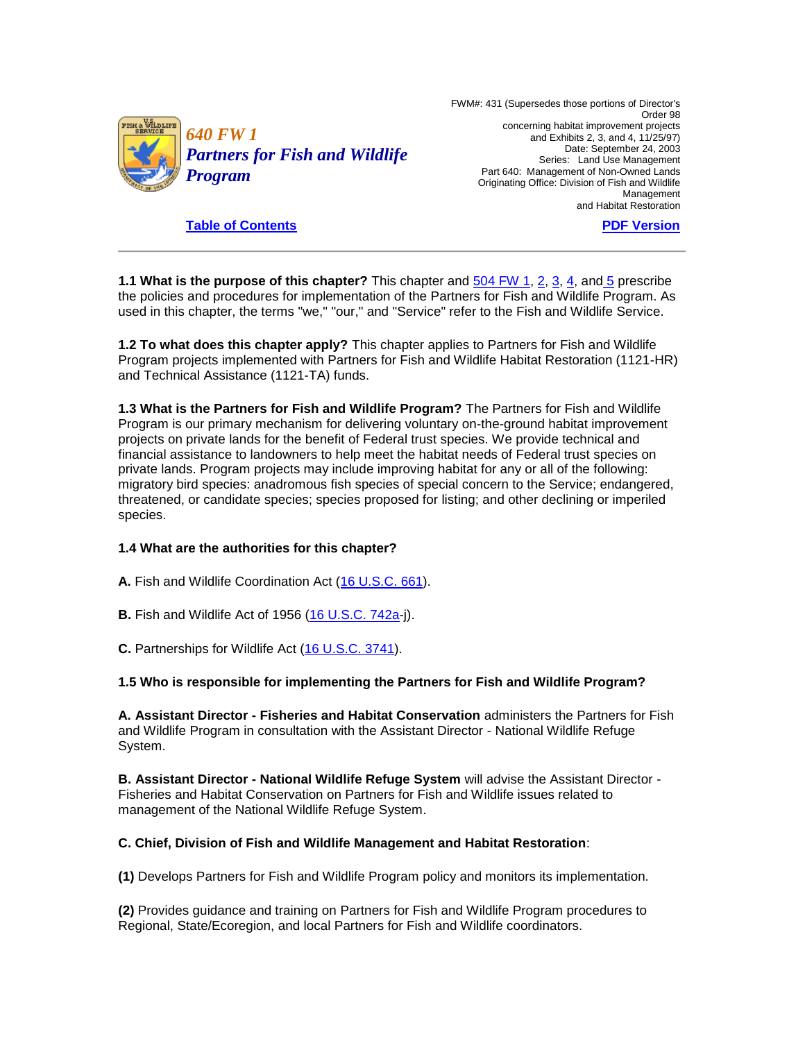# 640 FW 1 Partners for Fish and Wildlife Program

FWM#: 431 (Supersedes those portions of Director's Order 98 concerning habitat improvement projects and Exhibits 2, 3, and 4, 11/25/97)
Date: September 24, 2003
Series: Land Use Management
Part 640: Management of Non-Owned Lands
Originating Office: Division of Fish and Wildlife Management and Habitat Restoration

Table of Contents

PDF Version

---

**1.1 What is the purpose of this chapter?** This chapter and 504 FW 1, 2, 3, 4, and 5 prescribe the policies and procedures for implementation of the Partners for Fish and Wildlife Program. As used in this chapter, the terms "we," "our," and "Service" refer to the Fish and Wildlife Service.

**1.2 To what does this chapter apply?** This chapter applies to Partners for Fish and Wildlife Program projects implemented with Partners for Fish and Wildlife Habitat Restoration (1121-HR) and Technical Assistance (1121-TA) funds.

**1.3 What is the Partners for Fish and Wildlife Program?** The Partners for Fish and Wildlife Program is our primary mechanism for delivering voluntary on-the-ground habitat improvement projects on private lands for the benefit of Federal trust species. We provide technical and financial assistance to landowners to help meet the habitat needs of Federal trust species on private lands. Program projects may include improving habitat for any or all of the following: migratory bird species: anadromous fish species of special concern to the Service; endangered, threatened, or candidate species; species proposed for listing; and other declining or imperiled species.

**1.4 What are the authorities for this chapter?**

**A.** Fish and Wildlife Coordination Act (16 U.S.C. 661).

**B.** Fish and Wildlife Act of 1956 (16 U.S.C. 742a-j).

**C.** Partnerships for Wildlife Act (16 U.S.C. 3741).

**1.5 Who is responsible for implementing the Partners for Fish and Wildlife Program?**

**A. Assistant Director - Fisheries and Habitat Conservation** administers the Partners for Fish and Wildlife Program in consultation with the Assistant Director - National Wildlife Refuge System.

**B. Assistant Director - National Wildlife Refuge System** will advise the Assistant Director - Fisheries and Habitat Conservation on Partners for Fish and Wildlife issues related to management of the National Wildlife Refuge System.

**C. Chief, Division of Fish and Wildlife Management and Habitat Restoration**:

**(1)** Develops Partners for Fish and Wildlife Program policy and monitors its implementation.

**(2)** Provides guidance and training on Partners for Fish and Wildlife Program procedures to Regional, State/Ecoregion, and local Partners for Fish and Wildlife coordinators.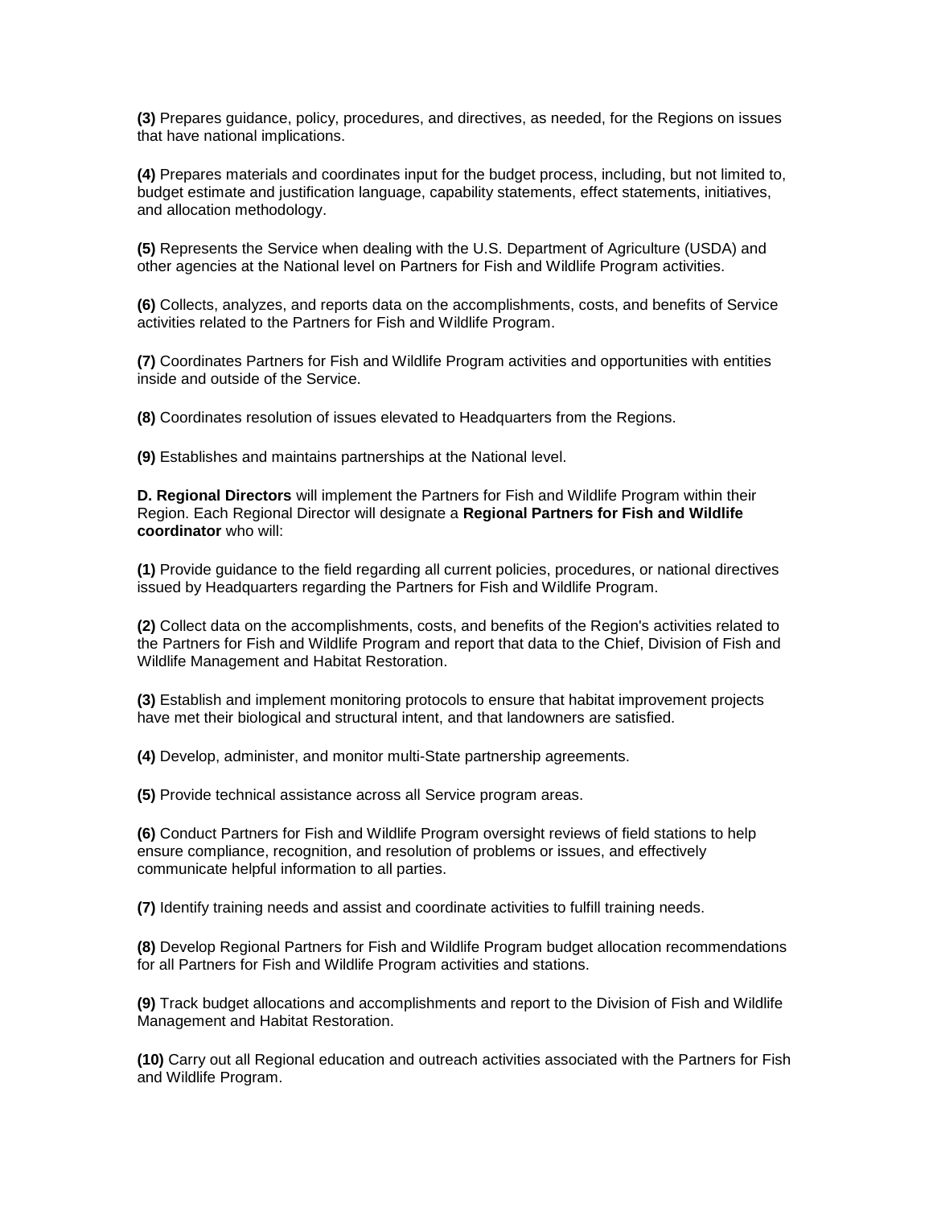**(3)** Prepares guidance, policy, procedures, and directives, as needed, for the Regions on issues that have national implications.

**(4)** Prepares materials and coordinates input for the budget process, including, but not limited to, budget estimate and justification language, capability statements, effect statements, initiatives, and allocation methodology.

**(5)** Represents the Service when dealing with the U.S. Department of Agriculture (USDA) and other agencies at the National level on Partners for Fish and Wildlife Program activities.

**(6)** Collects, analyzes, and reports data on the accomplishments, costs, and benefits of Service activities related to the Partners for Fish and Wildlife Program.

**(7)** Coordinates Partners for Fish and Wildlife Program activities and opportunities with entities inside and outside of the Service.

**(8)** Coordinates resolution of issues elevated to Headquarters from the Regions.

**(9)** Establishes and maintains partnerships at the National level.

**D. Regional Directors** will implement the Partners for Fish and Wildlife Program within their Region. Each Regional Director will designate a **Regional Partners for Fish and Wildlife coordinator** who will:

**(1)** Provide guidance to the field regarding all current policies, procedures, or national directives issued by Headquarters regarding the Partners for Fish and Wildlife Program.

**(2)** Collect data on the accomplishments, costs, and benefits of the Region's activities related to the Partners for Fish and Wildlife Program and report that data to the Chief, Division of Fish and Wildlife Management and Habitat Restoration.

**(3)** Establish and implement monitoring protocols to ensure that habitat improvement projects have met their biological and structural intent, and that landowners are satisfied.

**(4)** Develop, administer, and monitor multi-State partnership agreements.

**(5)** Provide technical assistance across all Service program areas.

**(6)** Conduct Partners for Fish and Wildlife Program oversight reviews of field stations to help ensure compliance, recognition, and resolution of problems or issues, and effectively communicate helpful information to all parties.

**(7)** Identify training needs and assist and coordinate activities to fulfill training needs.

**(8)** Develop Regional Partners for Fish and Wildlife Program budget allocation recommendations for all Partners for Fish and Wildlife Program activities and stations.

**(9)** Track budget allocations and accomplishments and report to the Division of Fish and Wildlife Management and Habitat Restoration.

**(10)** Carry out all Regional education and outreach activities associated with the Partners for Fish and Wildlife Program.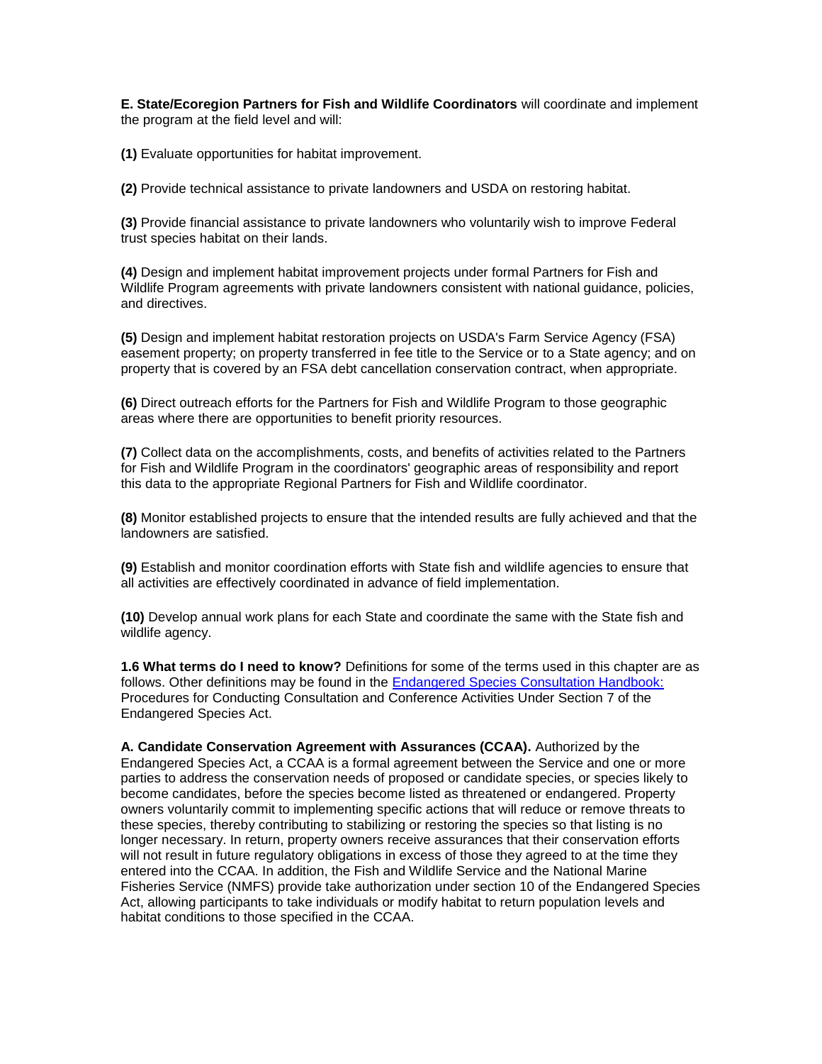**E. State/Ecoregion Partners for Fish and Wildlife Coordinators** will coordinate and implement the program at the field level and will:

**(1)** Evaluate opportunities for habitat improvement.

**(2)** Provide technical assistance to private landowners and USDA on restoring habitat.

**(3)** Provide financial assistance to private landowners who voluntarily wish to improve Federal trust species habitat on their lands.

**(4)** Design and implement habitat improvement projects under formal Partners for Fish and Wildlife Program agreements with private landowners consistent with national guidance, policies, and directives.

**(5)** Design and implement habitat restoration projects on USDA's Farm Service Agency (FSA) easement property; on property transferred in fee title to the Service or to a State agency; and on property that is covered by an FSA debt cancellation conservation contract, when appropriate.

**(6)** Direct outreach efforts for the Partners for Fish and Wildlife Program to those geographic areas where there are opportunities to benefit priority resources.

**(7)** Collect data on the accomplishments, costs, and benefits of activities related to the Partners for Fish and Wildlife Program in the coordinators' geographic areas of responsibility and report this data to the appropriate Regional Partners for Fish and Wildlife coordinator.

**(8)** Monitor established projects to ensure that the intended results are fully achieved and that the landowners are satisfied.

**(9)** Establish and monitor coordination efforts with State fish and wildlife agencies to ensure that all activities are effectively coordinated in advance of field implementation.

**(10)** Develop annual work plans for each State and coordinate the same with the State fish and wildlife agency.

**1.6 What terms do I need to know?** Definitions for some of the terms used in this chapter are as follows. Other definitions may be found in the Endangered Species Consultation Handbook: Procedures for Conducting Consultation and Conference Activities Under Section 7 of the Endangered Species Act.

**A. Candidate Conservation Agreement with Assurances (CCAA).** Authorized by the Endangered Species Act, a CCAA is a formal agreement between the Service and one or more parties to address the conservation needs of proposed or candidate species, or species likely to become candidates, before the species become listed as threatened or endangered. Property owners voluntarily commit to implementing specific actions that will reduce or remove threats to these species, thereby contributing to stabilizing or restoring the species so that listing is no longer necessary. In return, property owners receive assurances that their conservation efforts will not result in future regulatory obligations in excess of those they agreed to at the time they entered into the CCAA. In addition, the Fish and Wildlife Service and the National Marine Fisheries Service (NMFS) provide take authorization under section 10 of the Endangered Species Act, allowing participants to take individuals or modify habitat to return population levels and habitat conditions to those specified in the CCAA.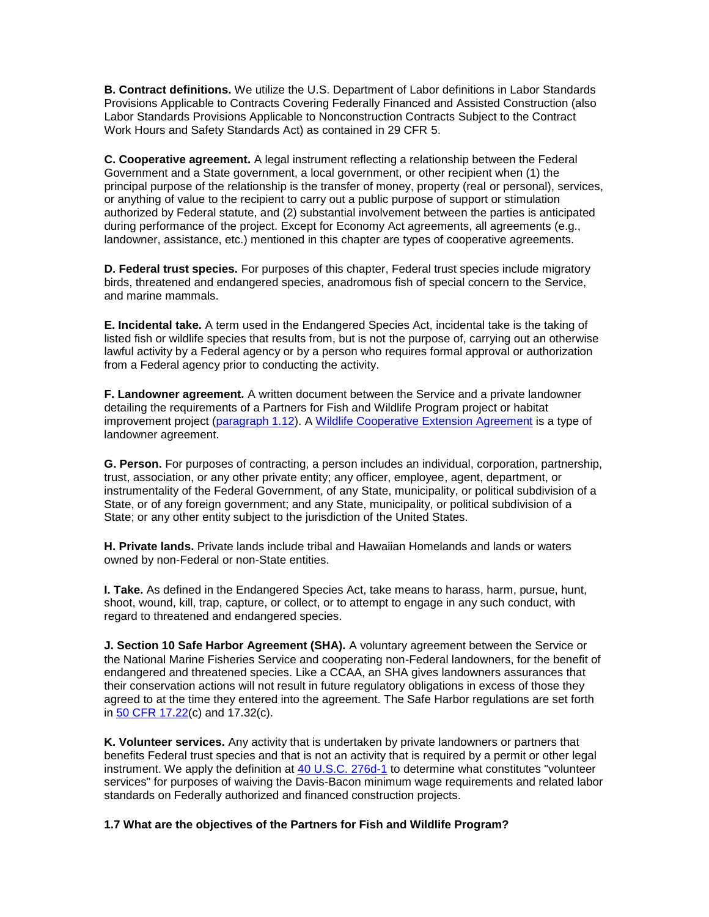**B. Contract definitions.** We utilize the U.S. Department of Labor definitions in Labor Standards Provisions Applicable to Contracts Covering Federally Financed and Assisted Construction (also Labor Standards Provisions Applicable to Nonconstruction Contracts Subject to the Contract Work Hours and Safety Standards Act) as contained in 29 CFR 5.

**C. Cooperative agreement.** A legal instrument reflecting a relationship between the Federal Government and a State government, a local government, or other recipient when (1) the principal purpose of the relationship is the transfer of money, property (real or personal), services, or anything of value to the recipient to carry out a public purpose of support or stimulation authorized by Federal statute, and (2) substantial involvement between the parties is anticipated during performance of the project. Except for Economy Act agreements, all agreements (e.g., landowner, assistance, etc.) mentioned in this chapter are types of cooperative agreements.

**D. Federal trust species.** For purposes of this chapter, Federal trust species include migratory birds, threatened and endangered species, anadromous fish of special concern to the Service, and marine mammals.

**E. Incidental take.** A term used in the Endangered Species Act, incidental take is the taking of listed fish or wildlife species that results from, but is not the purpose of, carrying out an otherwise lawful activity by a Federal agency or by a person who requires formal approval or authorization from a Federal agency prior to conducting the activity.

**F. Landowner agreement.** A written document between the Service and a private landowner detailing the requirements of a Partners for Fish and Wildlife Program project or habitat improvement project (paragraph 1.12). A Wildlife Cooperative Extension Agreement is a type of landowner agreement.

**G. Person.** For purposes of contracting, a person includes an individual, corporation, partnership, trust, association, or any other private entity; any officer, employee, agent, department, or instrumentality of the Federal Government, of any State, municipality, or political subdivision of a State, or of any foreign government; and any State, municipality, or political subdivision of a State; or any other entity subject to the jurisdiction of the United States.

**H. Private lands.** Private lands include tribal and Hawaiian Homelands and lands or waters owned by non-Federal or non-State entities.

**I. Take.** As defined in the Endangered Species Act, take means to harass, harm, pursue, hunt, shoot, wound, kill, trap, capture, or collect, or to attempt to engage in any such conduct, with regard to threatened and endangered species.

**J. Section 10 Safe Harbor Agreement (SHA).** A voluntary agreement between the Service or the National Marine Fisheries Service and cooperating non-Federal landowners, for the benefit of endangered and threatened species. Like a CCAA, an SHA gives landowners assurances that their conservation actions will not result in future regulatory obligations in excess of those they agreed to at the time they entered into the agreement. The Safe Harbor regulations are set forth in 50 CFR 17.22(c) and 17.32(c).

**K. Volunteer services.** Any activity that is undertaken by private landowners or partners that benefits Federal trust species and that is not an activity that is required by a permit or other legal instrument. We apply the definition at 40 U.S.C. 276d-1 to determine what constitutes "volunteer services" for purposes of waiving the Davis-Bacon minimum wage requirements and related labor standards on Federally authorized and financed construction projects.

**1.7 What are the objectives of the Partners for Fish and Wildlife Program?**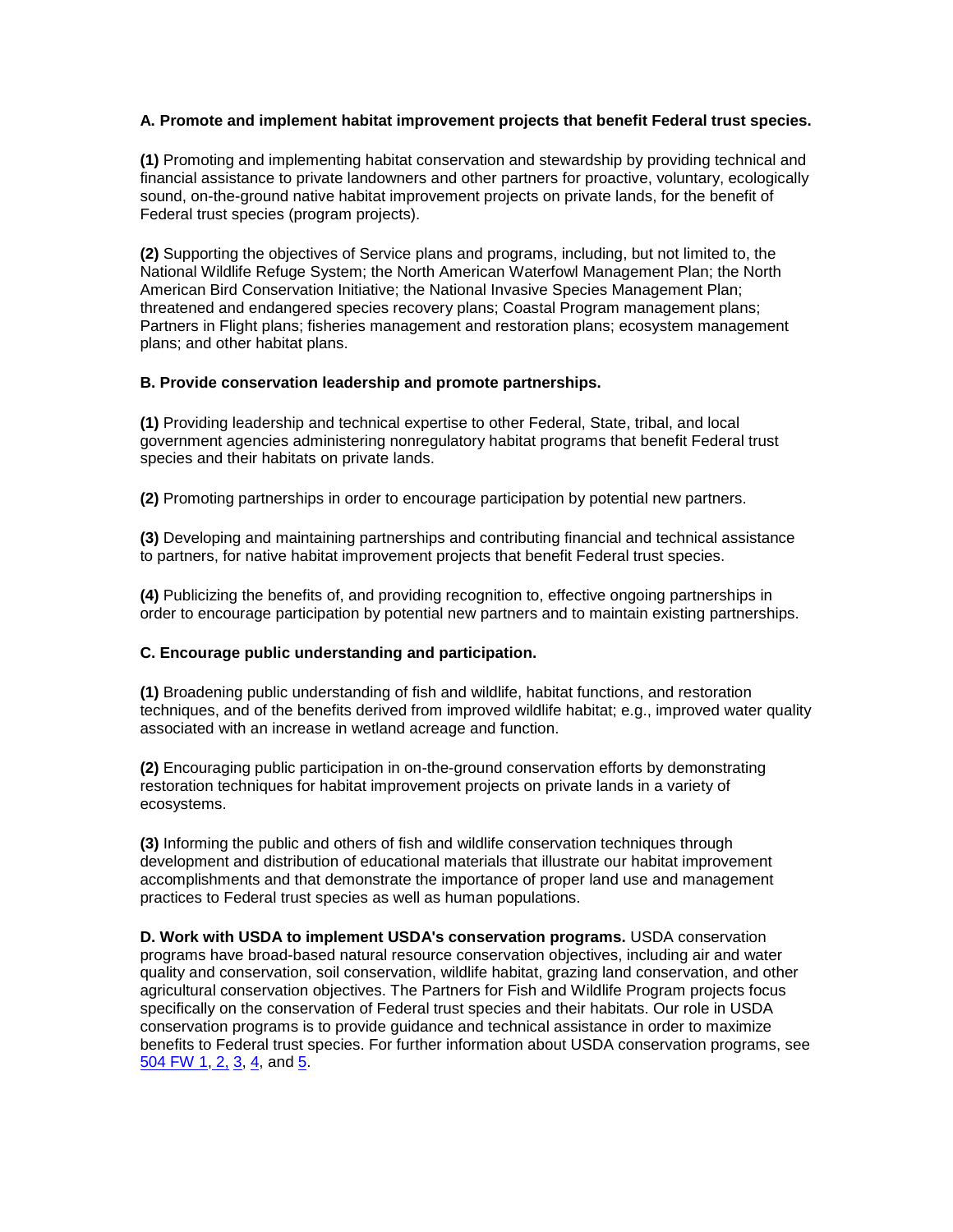**A. Promote and implement habitat improvement projects that benefit Federal trust species.**

**(1)** Promoting and implementing habitat conservation and stewardship by providing technical and financial assistance to private landowners and other partners for proactive, voluntary, ecologically sound, on-the-ground native habitat improvement projects on private lands, for the benefit of Federal trust species (program projects).

**(2)** Supporting the objectives of Service plans and programs, including, but not limited to, the National Wildlife Refuge System; the North American Waterfowl Management Plan; the North American Bird Conservation Initiative; the National Invasive Species Management Plan; threatened and endangered species recovery plans; Coastal Program management plans; Partners in Flight plans; fisheries management and restoration plans; ecosystem management plans; and other habitat plans.

**B. Provide conservation leadership and promote partnerships.**

**(1)** Providing leadership and technical expertise to other Federal, State, tribal, and local government agencies administering nonregulatory habitat programs that benefit Federal trust species and their habitats on private lands.

**(2)** Promoting partnerships in order to encourage participation by potential new partners.

**(3)** Developing and maintaining partnerships and contributing financial and technical assistance to partners, for native habitat improvement projects that benefit Federal trust species.

**(4)** Publicizing the benefits of, and providing recognition to, effective ongoing partnerships in order to encourage participation by potential new partners and to maintain existing partnerships.

**C. Encourage public understanding and participation.**

**(1)** Broadening public understanding of fish and wildlife, habitat functions, and restoration techniques, and of the benefits derived from improved wildlife habitat; e.g., improved water quality associated with an increase in wetland acreage and function.

**(2)** Encouraging public participation in on-the-ground conservation efforts by demonstrating restoration techniques for habitat improvement projects on private lands in a variety of ecosystems.

**(3)** Informing the public and others of fish and wildlife conservation techniques through development and distribution of educational materials that illustrate our habitat improvement accomplishments and that demonstrate the importance of proper land use and management practices to Federal trust species as well as human populations.

**D. Work with USDA to implement USDA's conservation programs.** USDA conservation programs have broad-based natural resource conservation objectives, including air and water quality and conservation, soil conservation, wildlife habitat, grazing land conservation, and other agricultural conservation objectives. The Partners for Fish and Wildlife Program projects focus specifically on the conservation of Federal trust species and their habitats. Our role in USDA conservation programs is to provide guidance and technical assistance in order to maximize benefits to Federal trust species. For further information about USDA conservation programs, see 504 FW 1, 2, 3, 4, and 5.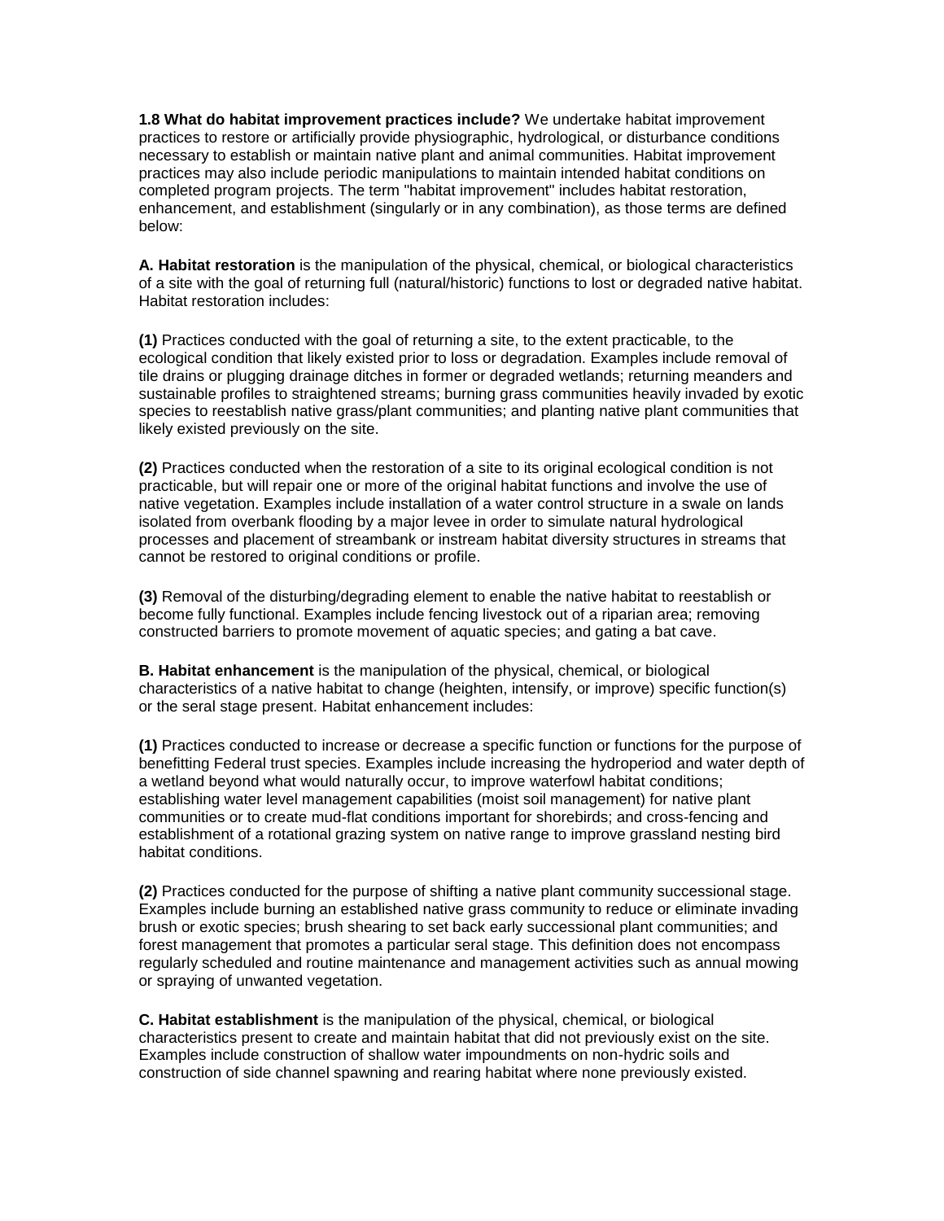**1.8 What do habitat improvement practices include?** We undertake habitat improvement practices to restore or artificially provide physiographic, hydrological, or disturbance conditions necessary to establish or maintain native plant and animal communities. Habitat improvement practices may also include periodic manipulations to maintain intended habitat conditions on completed program projects. The term "habitat improvement" includes habitat restoration, enhancement, and establishment (singularly or in any combination), as those terms are defined below:

**A. Habitat restoration** is the manipulation of the physical, chemical, or biological characteristics of a site with the goal of returning full (natural/historic) functions to lost or degraded native habitat. Habitat restoration includes:

**(1)** Practices conducted with the goal of returning a site, to the extent practicable, to the ecological condition that likely existed prior to loss or degradation. Examples include removal of tile drains or plugging drainage ditches in former or degraded wetlands; returning meanders and sustainable profiles to straightened streams; burning grass communities heavily invaded by exotic species to reestablish native grass/plant communities; and planting native plant communities that likely existed previously on the site.

**(2)** Practices conducted when the restoration of a site to its original ecological condition is not practicable, but will repair one or more of the original habitat functions and involve the use of native vegetation. Examples include installation of a water control structure in a swale on lands isolated from overbank flooding by a major levee in order to simulate natural hydrological processes and placement of streambank or instream habitat diversity structures in streams that cannot be restored to original conditions or profile.

**(3)** Removal of the disturbing/degrading element to enable the native habitat to reestablish or become fully functional. Examples include fencing livestock out of a riparian area; removing constructed barriers to promote movement of aquatic species; and gating a bat cave.

**B. Habitat enhancement** is the manipulation of the physical, chemical, or biological characteristics of a native habitat to change (heighten, intensify, or improve) specific function(s) or the seral stage present. Habitat enhancement includes:

**(1)** Practices conducted to increase or decrease a specific function or functions for the purpose of benefitting Federal trust species. Examples include increasing the hydroperiod and water depth of a wetland beyond what would naturally occur, to improve waterfowl habitat conditions; establishing water level management capabilities (moist soil management) for native plant communities or to create mud-flat conditions important for shorebirds; and cross-fencing and establishment of a rotational grazing system on native range to improve grassland nesting bird habitat conditions.

**(2)** Practices conducted for the purpose of shifting a native plant community successional stage. Examples include burning an established native grass community to reduce or eliminate invading brush or exotic species; brush shearing to set back early successional plant communities; and forest management that promotes a particular seral stage. This definition does not encompass regularly scheduled and routine maintenance and management activities such as annual mowing or spraying of unwanted vegetation.

**C. Habitat establishment** is the manipulation of the physical, chemical, or biological characteristics present to create and maintain habitat that did not previously exist on the site. Examples include construction of shallow water impoundments on non-hydric soils and construction of side channel spawning and rearing habitat where none previously existed.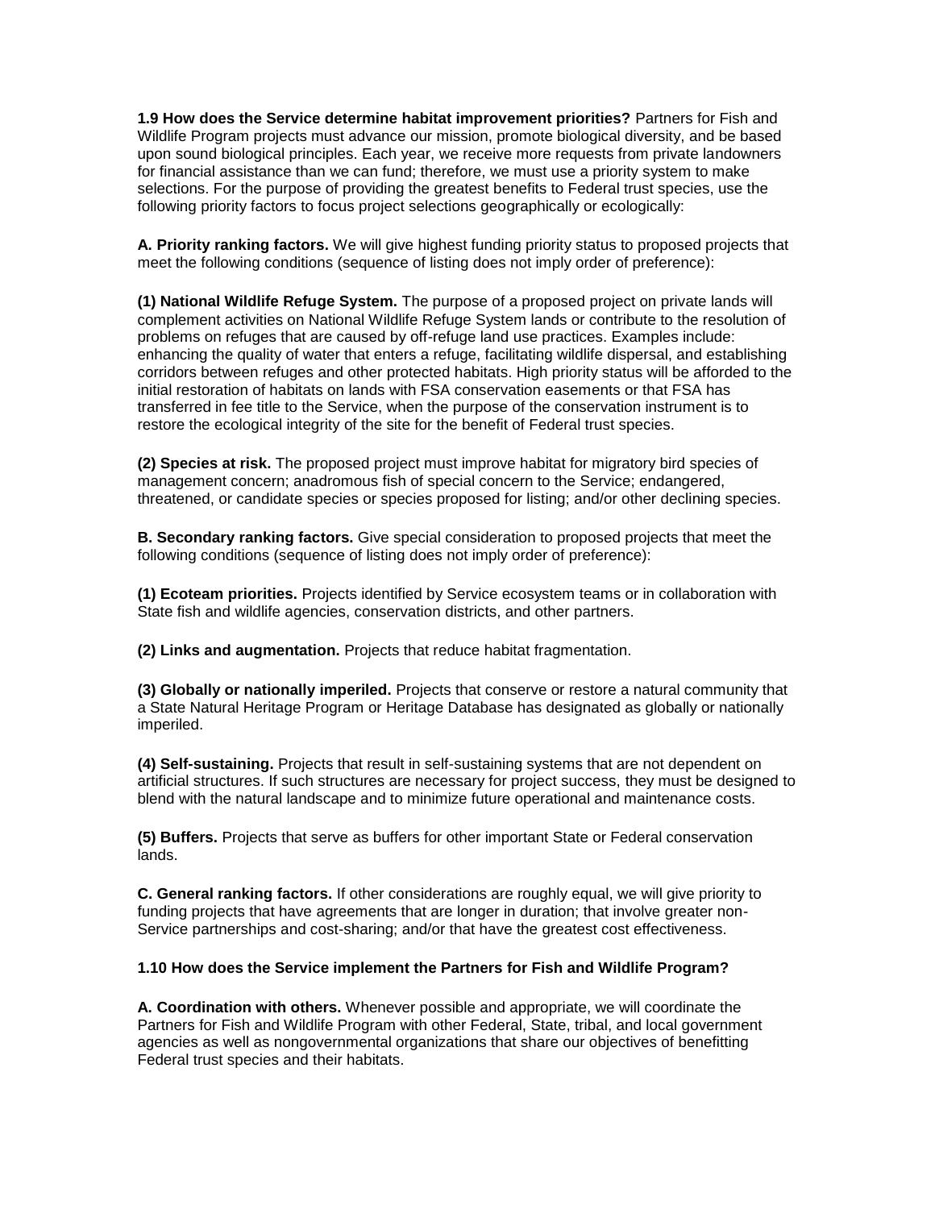**1.9 How does the Service determine habitat improvement priorities?** Partners for Fish and Wildlife Program projects must advance our mission, promote biological diversity, and be based upon sound biological principles. Each year, we receive more requests from private landowners for financial assistance than we can fund; therefore, we must use a priority system to make selections. For the purpose of providing the greatest benefits to Federal trust species, use the following priority factors to focus project selections geographically or ecologically:

**A. Priority ranking factors.** We will give highest funding priority status to proposed projects that meet the following conditions (sequence of listing does not imply order of preference):

**(1) National Wildlife Refuge System.** The purpose of a proposed project on private lands will complement activities on National Wildlife Refuge System lands or contribute to the resolution of problems on refuges that are caused by off-refuge land use practices. Examples include: enhancing the quality of water that enters a refuge, facilitating wildlife dispersal, and establishing corridors between refuges and other protected habitats. High priority status will be afforded to the initial restoration of habitats on lands with FSA conservation easements or that FSA has transferred in fee title to the Service, when the purpose of the conservation instrument is to restore the ecological integrity of the site for the benefit of Federal trust species.

**(2) Species at risk.** The proposed project must improve habitat for migratory bird species of management concern; anadromous fish of special concern to the Service; endangered, threatened, or candidate species or species proposed for listing; and/or other declining species.

**B. Secondary ranking factors.** Give special consideration to proposed projects that meet the following conditions (sequence of listing does not imply order of preference):

**(1) Ecoteam priorities.** Projects identified by Service ecosystem teams or in collaboration with State fish and wildlife agencies, conservation districts, and other partners.

**(2) Links and augmentation.** Projects that reduce habitat fragmentation.

**(3) Globally or nationally imperiled.** Projects that conserve or restore a natural community that a State Natural Heritage Program or Heritage Database has designated as globally or nationally imperiled.

**(4) Self-sustaining.** Projects that result in self-sustaining systems that are not dependent on artificial structures. If such structures are necessary for project success, they must be designed to blend with the natural landscape and to minimize future operational and maintenance costs.

**(5) Buffers.** Projects that serve as buffers for other important State or Federal conservation lands.

**C. General ranking factors.** If other considerations are roughly equal, we will give priority to funding projects that have agreements that are longer in duration; that involve greater non-Service partnerships and cost-sharing; and/or that have the greatest cost effectiveness.

**1.10 How does the Service implement the Partners for Fish and Wildlife Program?**

**A. Coordination with others.** Whenever possible and appropriate, we will coordinate the Partners for Fish and Wildlife Program with other Federal, State, tribal, and local government agencies as well as nongovernmental organizations that share our objectives of benefitting Federal trust species and their habitats.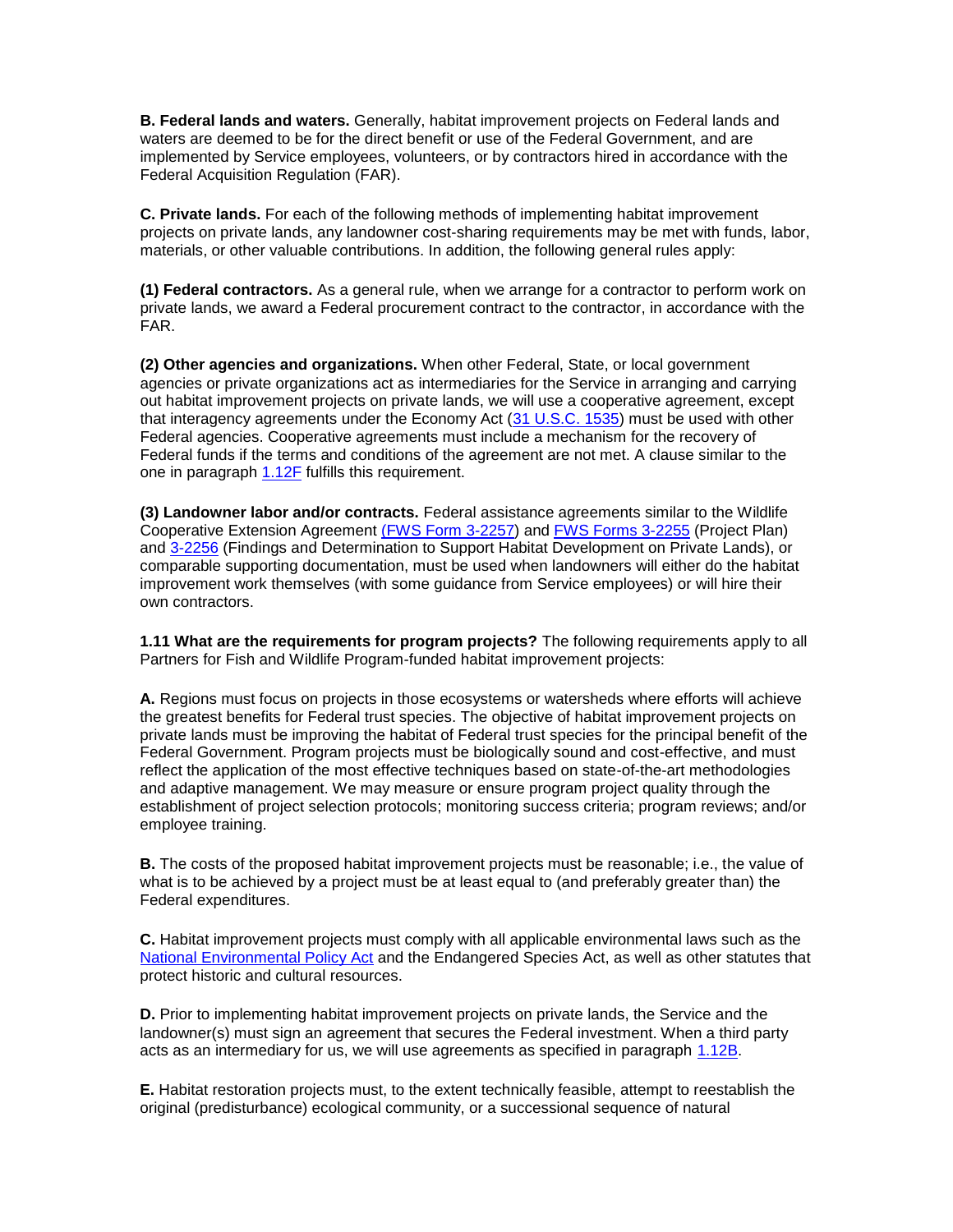**B. Federal lands and waters.** Generally, habitat improvement projects on Federal lands and waters are deemed to be for the direct benefit or use of the Federal Government, and are implemented by Service employees, volunteers, or by contractors hired in accordance with the Federal Acquisition Regulation (FAR).

**C. Private lands.** For each of the following methods of implementing habitat improvement projects on private lands, any landowner cost-sharing requirements may be met with funds, labor, materials, or other valuable contributions. In addition, the following general rules apply:

**(1) Federal contractors.** As a general rule, when we arrange for a contractor to perform work on private lands, we award a Federal procurement contract to the contractor, in accordance with the FAR.

**(2) Other agencies and organizations.** When other Federal, State, or local government agencies or private organizations act as intermediaries for the Service in arranging and carrying out habitat improvement projects on private lands, we will use a cooperative agreement, except that interagency agreements under the Economy Act (31 U.S.C. 1535) must be used with other Federal agencies. Cooperative agreements must include a mechanism for the recovery of Federal funds if the terms and conditions of the agreement are not met. A clause similar to the one in paragraph 1.12F fulfills this requirement.

**(3) Landowner labor and/or contracts.** Federal assistance agreements similar to the Wildlife Cooperative Extension Agreement (FWS Form 3-2257) and FWS Forms 3-2255 (Project Plan) and 3-2256 (Findings and Determination to Support Habitat Development on Private Lands), or comparable supporting documentation, must be used when landowners will either do the habitat improvement work themselves (with some guidance from Service employees) or will hire their own contractors.

**1.11 What are the requirements for program projects?** The following requirements apply to all Partners for Fish and Wildlife Program-funded habitat improvement projects:

**A.** Regions must focus on projects in those ecosystems or watersheds where efforts will achieve the greatest benefits for Federal trust species. The objective of habitat improvement projects on private lands must be improving the habitat of Federal trust species for the principal benefit of the Federal Government. Program projects must be biologically sound and cost-effective, and must reflect the application of the most effective techniques based on state-of-the-art methodologies and adaptive management. We may measure or ensure program project quality through the establishment of project selection protocols; monitoring success criteria; program reviews; and/or employee training.

**B.** The costs of the proposed habitat improvement projects must be reasonable; i.e., the value of what is to be achieved by a project must be at least equal to (and preferably greater than) the Federal expenditures.

**C.** Habitat improvement projects must comply with all applicable environmental laws such as the National Environmental Policy Act and the Endangered Species Act, as well as other statutes that protect historic and cultural resources.

**D.** Prior to implementing habitat improvement projects on private lands, the Service and the landowner(s) must sign an agreement that secures the Federal investment. When a third party acts as an intermediary for us, we will use agreements as specified in paragraph 1.12B.

**E.** Habitat restoration projects must, to the extent technically feasible, attempt to reestablish the original (predisturbance) ecological community, or a successional sequence of natural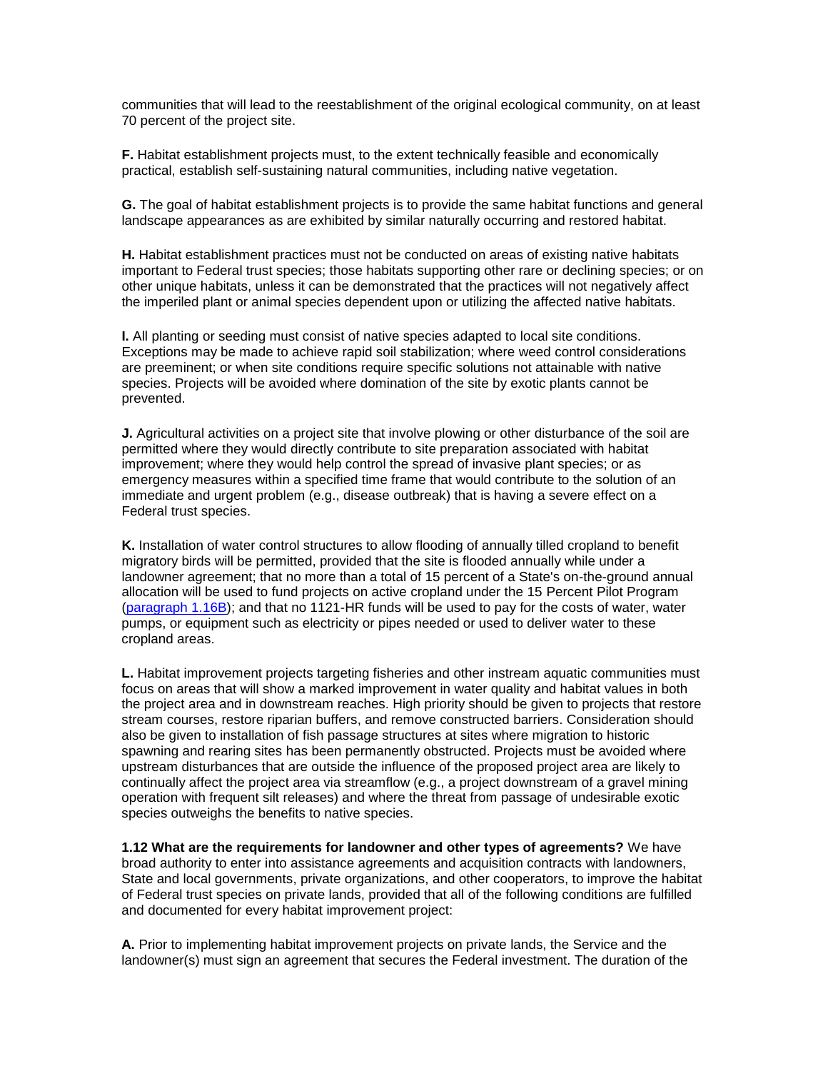communities that will lead to the reestablishment of the original ecological community, on at least 70 percent of the project site.

**F.** Habitat establishment projects must, to the extent technically feasible and economically practical, establish self-sustaining natural communities, including native vegetation.

**G.** The goal of habitat establishment projects is to provide the same habitat functions and general landscape appearances as are exhibited by similar naturally occurring and restored habitat.

**H.** Habitat establishment practices must not be conducted on areas of existing native habitats important to Federal trust species; those habitats supporting other rare or declining species; or on other unique habitats, unless it can be demonstrated that the practices will not negatively affect the imperiled plant or animal species dependent upon or utilizing the affected native habitats.

**I.** All planting or seeding must consist of native species adapted to local site conditions. Exceptions may be made to achieve rapid soil stabilization; where weed control considerations are preeminent; or when site conditions require specific solutions not attainable with native species. Projects will be avoided where domination of the site by exotic plants cannot be prevented.

**J.** Agricultural activities on a project site that involve plowing or other disturbance of the soil are permitted where they would directly contribute to site preparation associated with habitat improvement; where they would help control the spread of invasive plant species; or as emergency measures within a specified time frame that would contribute to the solution of an immediate and urgent problem (e.g., disease outbreak) that is having a severe effect on a Federal trust species.

**K.** Installation of water control structures to allow flooding of annually tilled cropland to benefit migratory birds will be permitted, provided that the site is flooded annually while under a landowner agreement; that no more than a total of 15 percent of a State's on-the-ground annual allocation will be used to fund projects on active cropland under the 15 Percent Pilot Program (paragraph 1.16B); and that no 1121-HR funds will be used to pay for the costs of water, water pumps, or equipment such as electricity or pipes needed or used to deliver water to these cropland areas.

**L.** Habitat improvement projects targeting fisheries and other instream aquatic communities must focus on areas that will show a marked improvement in water quality and habitat values in both the project area and in downstream reaches. High priority should be given to projects that restore stream courses, restore riparian buffers, and remove constructed barriers. Consideration should also be given to installation of fish passage structures at sites where migration to historic spawning and rearing sites has been permanently obstructed. Projects must be avoided where upstream disturbances that are outside the influence of the proposed project area are likely to continually affect the project area via streamflow (e.g., a project downstream of a gravel mining operation with frequent silt releases) and where the threat from passage of undesirable exotic species outweighs the benefits to native species.

**1.12 What are the requirements for landowner and other types of agreements?** We have broad authority to enter into assistance agreements and acquisition contracts with landowners, State and local governments, private organizations, and other cooperators, to improve the habitat of Federal trust species on private lands, provided that all of the following conditions are fulfilled and documented for every habitat improvement project:

**A.** Prior to implementing habitat improvement projects on private lands, the Service and the landowner(s) must sign an agreement that secures the Federal investment. The duration of the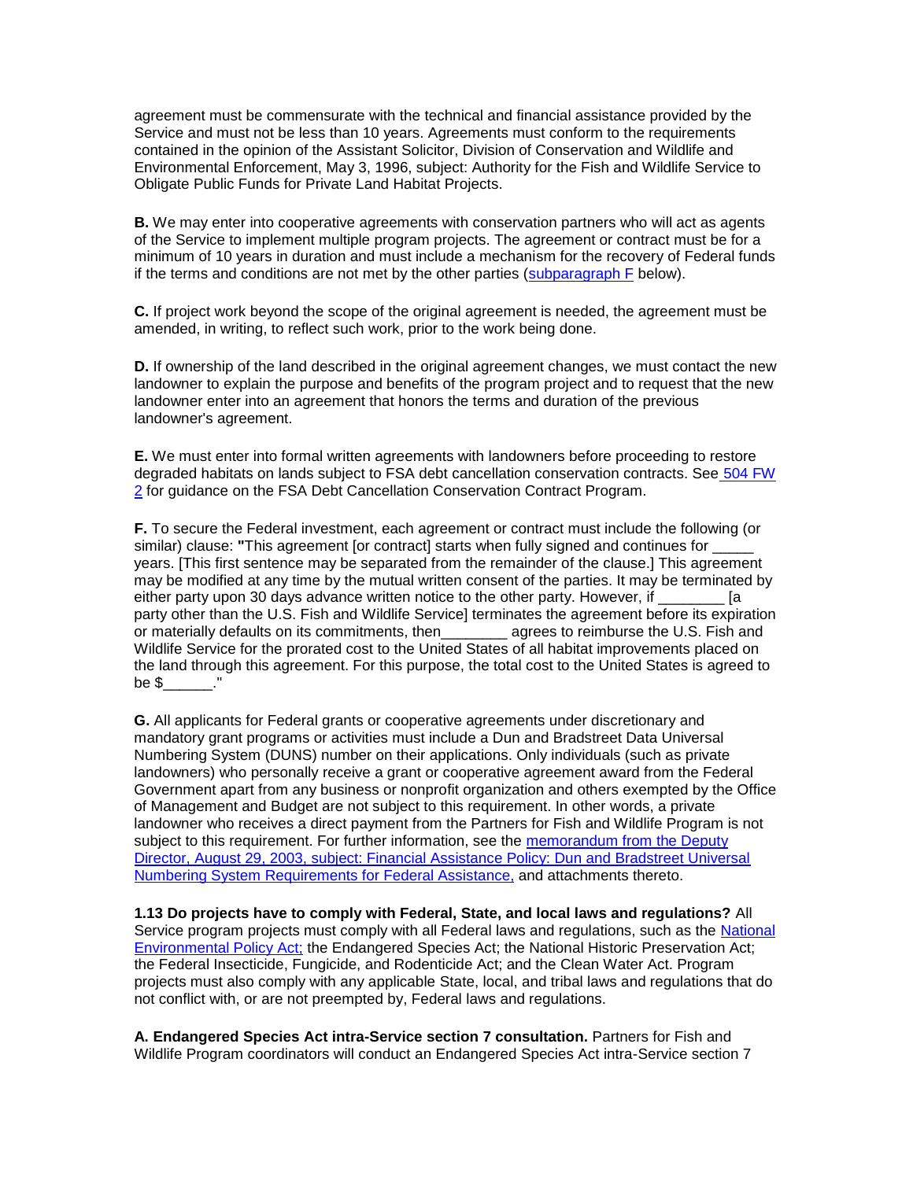agreement must be commensurate with the technical and financial assistance provided by the Service and must not be less than 10 years. Agreements must conform to the requirements contained in the opinion of the Assistant Solicitor, Division of Conservation and Wildlife and Environmental Enforcement, May 3, 1996, subject: Authority for the Fish and Wildlife Service to Obligate Public Funds for Private Land Habitat Projects.

**B.** We may enter into cooperative agreements with conservation partners who will act as agents of the Service to implement multiple program projects. The agreement or contract must be for a minimum of 10 years in duration and must include a mechanism for the recovery of Federal funds if the terms and conditions are not met by the other parties (subparagraph F below).

**C.** If project work beyond the scope of the original agreement is needed, the agreement must be amended, in writing, to reflect such work, prior to the work being done.

**D.** If ownership of the land described in the original agreement changes, we must contact the new landowner to explain the purpose and benefits of the program project and to request that the new landowner enter into an agreement that honors the terms and duration of the previous landowner's agreement.

**E.** We must enter into formal written agreements with landowners before proceeding to restore degraded habitats on lands subject to FSA debt cancellation conservation contracts. See 504 FW 2 for guidance on the FSA Debt Cancellation Conservation Contract Program.

**F.** To secure the Federal investment, each agreement or contract must include the following (or similar) clause: **"**This agreement [or contract] starts when fully signed and continues for _____ years. [This first sentence may be separated from the remainder of the clause.] This agreement may be modified at any time by the mutual written consent of the parties. It may be terminated by either party upon 30 days advance written notice to the other party. However, if ________ [a party other than the U.S. Fish and Wildlife Service] terminates the agreement before its expiration or materially defaults on its commitments, then________ agrees to reimburse the U.S. Fish and Wildlife Service for the prorated cost to the United States of all habitat improvements placed on the land through this agreement. For this purpose, the total cost to the United States is agreed to be $______."

**G.** All applicants for Federal grants or cooperative agreements under discretionary and mandatory grant programs or activities must include a Dun and Bradstreet Data Universal Numbering System (DUNS) number on their applications. Only individuals (such as private landowners) who personally receive a grant or cooperative agreement award from the Federal Government apart from any business or nonprofit organization and others exempted by the Office of Management and Budget are not subject to this requirement. In other words, a private landowner who receives a direct payment from the Partners for Fish and Wildlife Program is not subject to this requirement. For further information, see the memorandum from the Deputy Director, August 29, 2003, subject: Financial Assistance Policy: Dun and Bradstreet Universal Numbering System Requirements for Federal Assistance, and attachments thereto.

**1.13 Do projects have to comply with Federal, State, and local laws and regulations?** All Service program projects must comply with all Federal laws and regulations, such as the National Environmental Policy Act; the Endangered Species Act; the National Historic Preservation Act; the Federal Insecticide, Fungicide, and Rodenticide Act; and the Clean Water Act. Program projects must also comply with any applicable State, local, and tribal laws and regulations that do not conflict with, or are not preempted by, Federal laws and regulations.

**A. Endangered Species Act intra-Service section 7 consultation.** Partners for Fish and Wildlife Program coordinators will conduct an Endangered Species Act intra-Service section 7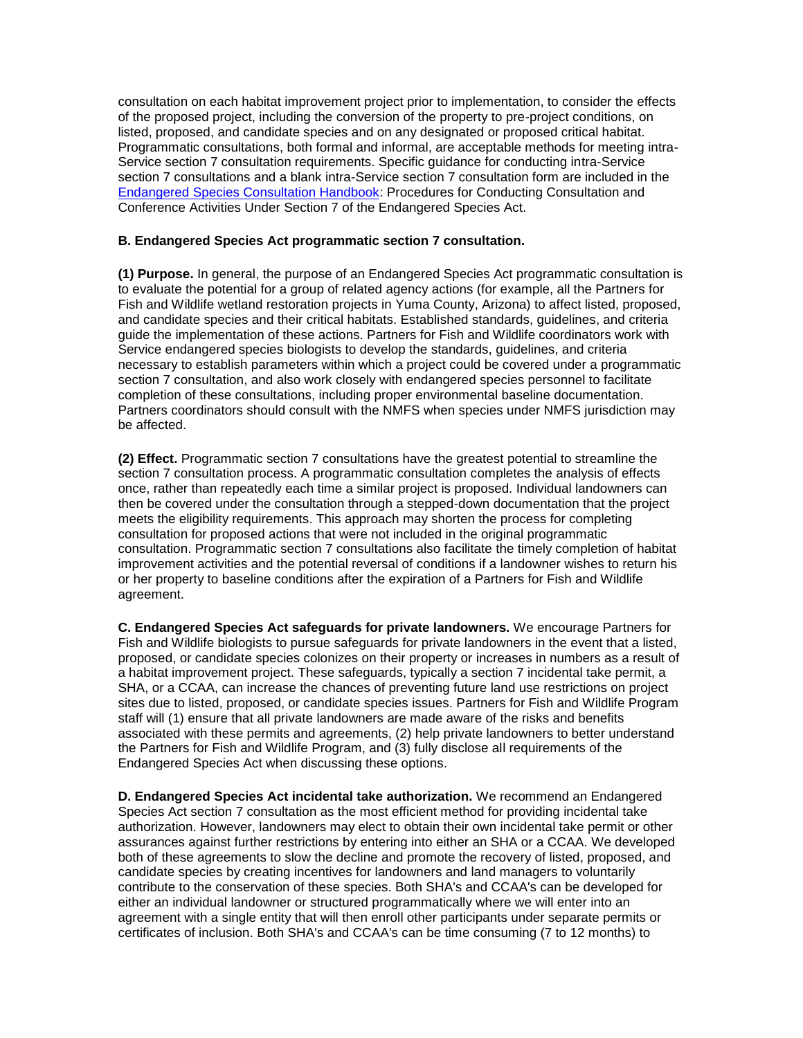consultation on each habitat improvement project prior to implementation, to consider the effects of the proposed project, including the conversion of the property to pre-project conditions, on listed, proposed, and candidate species and on any designated or proposed critical habitat. Programmatic consultations, both formal and informal, are acceptable methods for meeting intra-Service section 7 consultation requirements. Specific guidance for conducting intra-Service section 7 consultations and a blank intra-Service section 7 consultation form are included in the [Endangered Species Consultation Handbook](): Procedures for Conducting Consultation and Conference Activities Under Section 7 of the Endangered Species Act.

**B. Endangered Species Act programmatic section 7 consultation.**

**(1) Purpose.** In general, the purpose of an Endangered Species Act programmatic consultation is to evaluate the potential for a group of related agency actions (for example, all the Partners for Fish and Wildlife wetland restoration projects in Yuma County, Arizona) to affect listed, proposed, and candidate species and their critical habitats. Established standards, guidelines, and criteria guide the implementation of these actions. Partners for Fish and Wildlife coordinators work with Service endangered species biologists to develop the standards, guidelines, and criteria necessary to establish parameters within which a project could be covered under a programmatic section 7 consultation, and also work closely with endangered species personnel to facilitate completion of these consultations, including proper environmental baseline documentation. Partners coordinators should consult with the NMFS when species under NMFS jurisdiction may be affected.

**(2) Effect.** Programmatic section 7 consultations have the greatest potential to streamline the section 7 consultation process. A programmatic consultation completes the analysis of effects once, rather than repeatedly each time a similar project is proposed. Individual landowners can then be covered under the consultation through a stepped-down documentation that the project meets the eligibility requirements. This approach may shorten the process for completing consultation for proposed actions that were not included in the original programmatic consultation. Programmatic section 7 consultations also facilitate the timely completion of habitat improvement activities and the potential reversal of conditions if a landowner wishes to return his or her property to baseline conditions after the expiration of a Partners for Fish and Wildlife agreement.

**C. Endangered Species Act safeguards for private landowners.** We encourage Partners for Fish and Wildlife biologists to pursue safeguards for private landowners in the event that a listed, proposed, or candidate species colonizes on their property or increases in numbers as a result of a habitat improvement project. These safeguards, typically a section 7 incidental take permit, a SHA, or a CCAA, can increase the chances of preventing future land use restrictions on project sites due to listed, proposed, or candidate species issues. Partners for Fish and Wildlife Program staff will (1) ensure that all private landowners are made aware of the risks and benefits associated with these permits and agreements, (2) help private landowners to better understand the Partners for Fish and Wildlife Program, and (3) fully disclose all requirements of the Endangered Species Act when discussing these options.

**D. Endangered Species Act incidental take authorization.** We recommend an Endangered Species Act section 7 consultation as the most efficient method for providing incidental take authorization. However, landowners may elect to obtain their own incidental take permit or other assurances against further restrictions by entering into either an SHA or a CCAA. We developed both of these agreements to slow the decline and promote the recovery of listed, proposed, and candidate species by creating incentives for landowners and land managers to voluntarily contribute to the conservation of these species. Both SHA's and CCAA's can be developed for either an individual landowner or structured programmatically where we will enter into an agreement with a single entity that will then enroll other participants under separate permits or certificates of inclusion. Both SHA's and CCAA's can be time consuming (7 to 12 months) to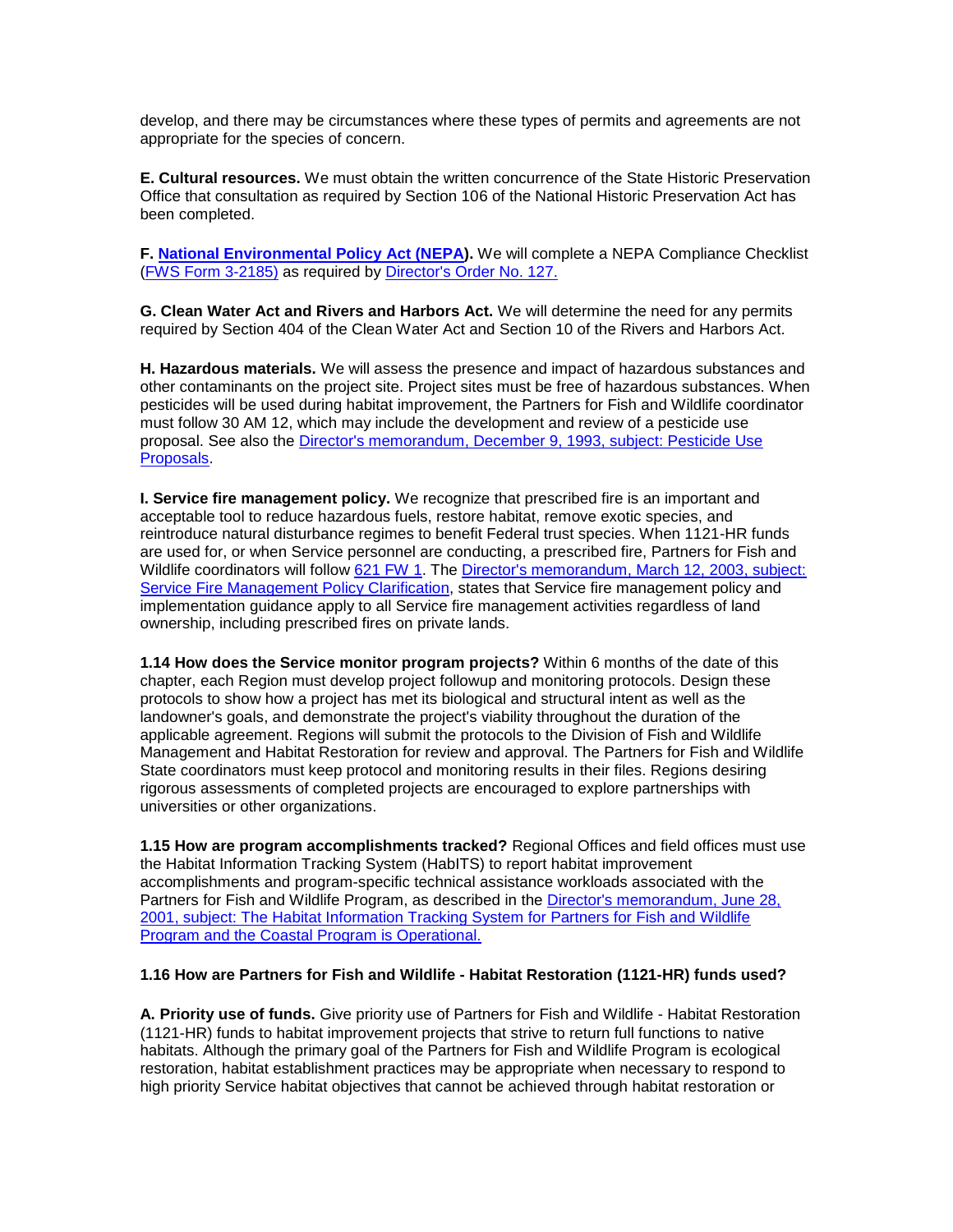develop, and there may be circumstances where these types of permits and agreements are not appropriate for the species of concern.

**E. Cultural resources.** We must obtain the written concurrence of the State Historic Preservation Office that consultation as required by Section 106 of the National Historic Preservation Act has been completed.

**F. National Environmental Policy Act (NEPA).** We will complete a NEPA Compliance Checklist (FWS Form 3-2185) as required by Director's Order No. 127.

**G. Clean Water Act and Rivers and Harbors Act.** We will determine the need for any permits required by Section 404 of the Clean Water Act and Section 10 of the Rivers and Harbors Act.

**H. Hazardous materials.** We will assess the presence and impact of hazardous substances and other contaminants on the project site. Project sites must be free of hazardous substances. When pesticides will be used during habitat improvement, the Partners for Fish and Wildlife coordinator must follow 30 AM 12, which may include the development and review of a pesticide use proposal. See also the Director's memorandum, December 9, 1993, subject: Pesticide Use Proposals.

**I. Service fire management policy.** We recognize that prescribed fire is an important and acceptable tool to reduce hazardous fuels, restore habitat, remove exotic species, and reintroduce natural disturbance regimes to benefit Federal trust species. When 1121-HR funds are used for, or when Service personnel are conducting, a prescribed fire, Partners for Fish and Wildlife coordinators will follow 621 FW 1. The Director's memorandum, March 12, 2003, subject: Service Fire Management Policy Clarification, states that Service fire management policy and implementation guidance apply to all Service fire management activities regardless of land ownership, including prescribed fires on private lands.

**1.14 How does the Service monitor program projects?** Within 6 months of the date of this chapter, each Region must develop project followup and monitoring protocols. Design these protocols to show how a project has met its biological and structural intent as well as the landowner's goals, and demonstrate the project's viability throughout the duration of the applicable agreement. Regions will submit the protocols to the Division of Fish and Wildlife Management and Habitat Restoration for review and approval. The Partners for Fish and Wildlife State coordinators must keep protocol and monitoring results in their files. Regions desiring rigorous assessments of completed projects are encouraged to explore partnerships with universities or other organizations.

**1.15 How are program accomplishments tracked?** Regional Offices and field offices must use the Habitat Information Tracking System (HabITS) to report habitat improvement accomplishments and program-specific technical assistance workloads associated with the Partners for Fish and Wildlife Program, as described in the Director's memorandum, June 28, 2001, subject: The Habitat Information Tracking System for Partners for Fish and Wildlife Program and the Coastal Program is Operational.

**1.16 How are Partners for Fish and Wildlife - Habitat Restoration (1121-HR) funds used?**

**A. Priority use of funds.** Give priority use of Partners for Fish and Wildlife - Habitat Restoration (1121-HR) funds to habitat improvement projects that strive to return full functions to native habitats. Although the primary goal of the Partners for Fish and Wildlife Program is ecological restoration, habitat establishment practices may be appropriate when necessary to respond to high priority Service habitat objectives that cannot be achieved through habitat restoration or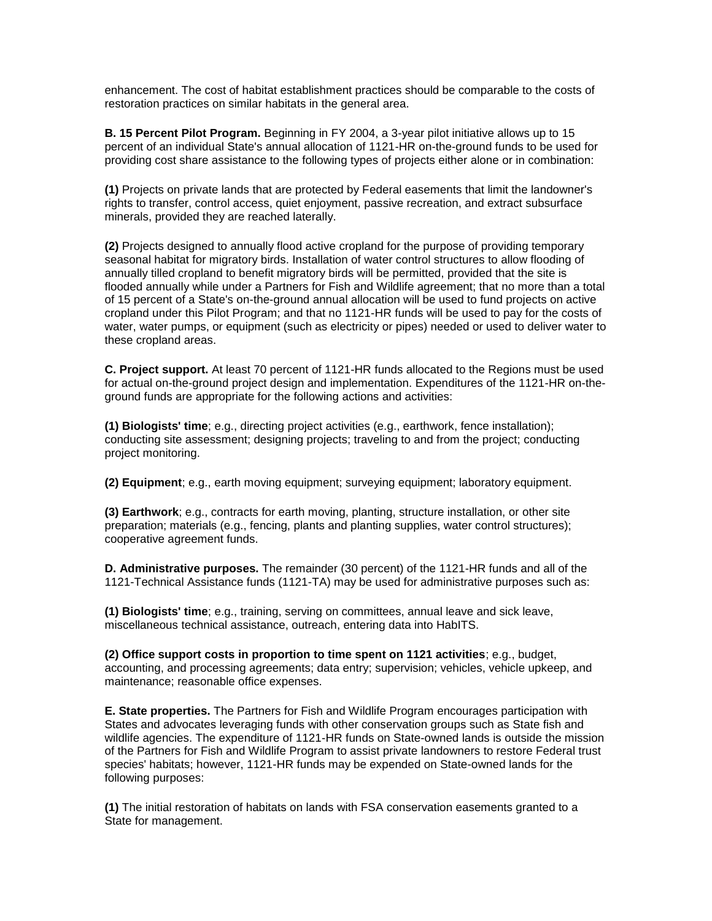enhancement. The cost of habitat establishment practices should be comparable to the costs of restoration practices on similar habitats in the general area.

**B. 15 Percent Pilot Program.** Beginning in FY 2004, a 3-year pilot initiative allows up to 15 percent of an individual State's annual allocation of 1121-HR on-the-ground funds to be used for providing cost share assistance to the following types of projects either alone or in combination:

**(1)** Projects on private lands that are protected by Federal easements that limit the landowner's rights to transfer, control access, quiet enjoyment, passive recreation, and extract subsurface minerals, provided they are reached laterally.

**(2)** Projects designed to annually flood active cropland for the purpose of providing temporary seasonal habitat for migratory birds. Installation of water control structures to allow flooding of annually tilled cropland to benefit migratory birds will be permitted, provided that the site is flooded annually while under a Partners for Fish and Wildlife agreement; that no more than a total of 15 percent of a State's on-the-ground annual allocation will be used to fund projects on active cropland under this Pilot Program; and that no 1121-HR funds will be used to pay for the costs of water, water pumps, or equipment (such as electricity or pipes) needed or used to deliver water to these cropland areas.

**C. Project support.** At least 70 percent of 1121-HR funds allocated to the Regions must be used for actual on-the-ground project design and implementation. Expenditures of the 1121-HR on-the-ground funds are appropriate for the following actions and activities:

**(1) Biologists' time**; e.g., directing project activities (e.g., earthwork, fence installation); conducting site assessment; designing projects; traveling to and from the project; conducting project monitoring.

**(2) Equipment**; e.g., earth moving equipment; surveying equipment; laboratory equipment.

**(3) Earthwork**; e.g., contracts for earth moving, planting, structure installation, or other site preparation; materials (e.g., fencing, plants and planting supplies, water control structures); cooperative agreement funds.

**D. Administrative purposes.** The remainder (30 percent) of the 1121-HR funds and all of the 1121-Technical Assistance funds (1121-TA) may be used for administrative purposes such as:

**(1) Biologists' time**; e.g., training, serving on committees, annual leave and sick leave, miscellaneous technical assistance, outreach, entering data into HabITS.

**(2) Office support costs in proportion to time spent on 1121 activities**; e.g., budget, accounting, and processing agreements; data entry; supervision; vehicles, vehicle upkeep, and maintenance; reasonable office expenses.

**E. State properties.** The Partners for Fish and Wildlife Program encourages participation with States and advocates leveraging funds with other conservation groups such as State fish and wildlife agencies. The expenditure of 1121-HR funds on State-owned lands is outside the mission of the Partners for Fish and Wildlife Program to assist private landowners to restore Federal trust species' habitats; however, 1121-HR funds may be expended on State-owned lands for the following purposes:

**(1)** The initial restoration of habitats on lands with FSA conservation easements granted to a State for management.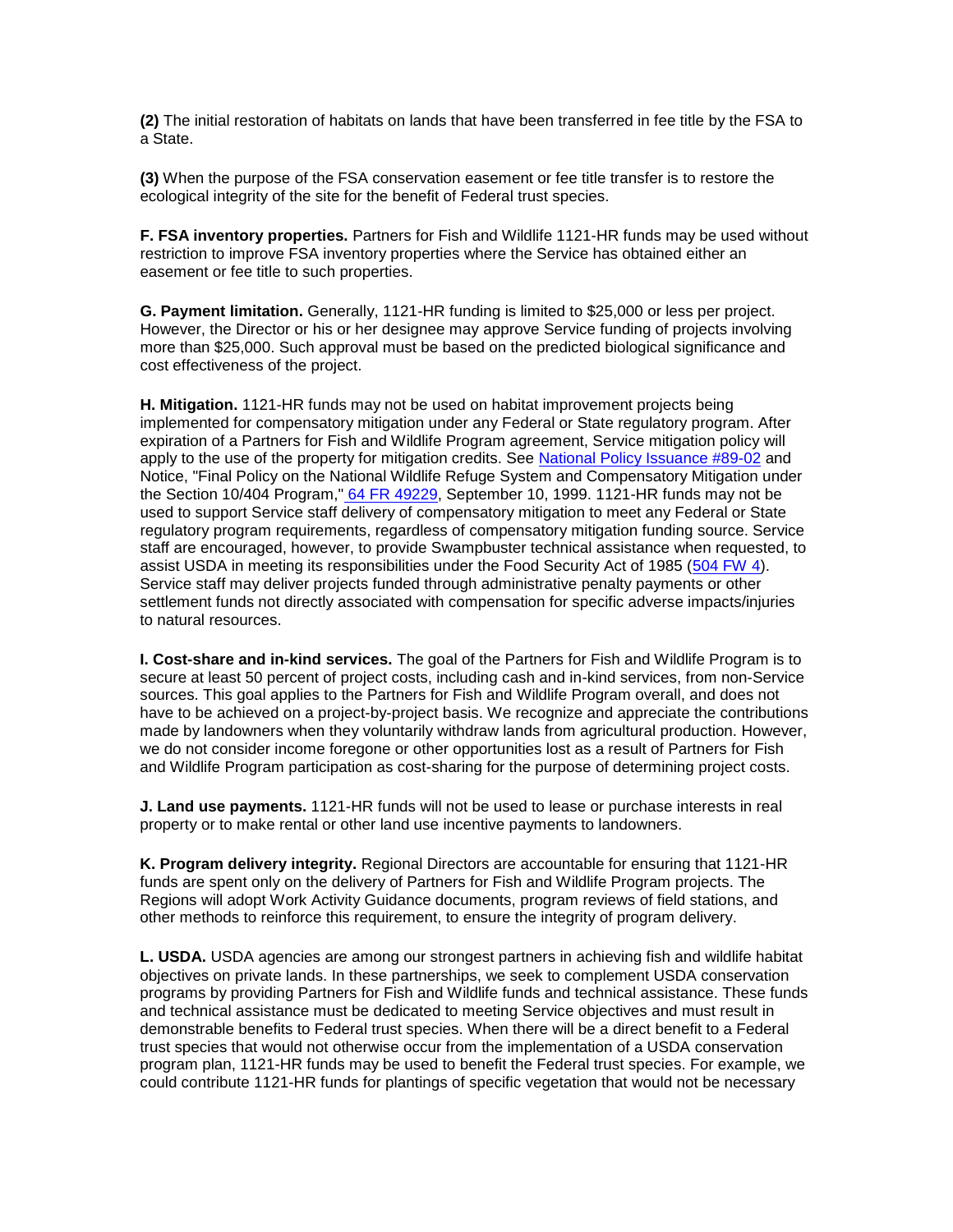**(2)** The initial restoration of habitats on lands that have been transferred in fee title by the FSA to a State.

**(3)** When the purpose of the FSA conservation easement or fee title transfer is to restore the ecological integrity of the site for the benefit of Federal trust species.

**F. FSA inventory properties.** Partners for Fish and Wildlife 1121-HR funds may be used without restriction to improve FSA inventory properties where the Service has obtained either an easement or fee title to such properties.

**G. Payment limitation.** Generally, 1121-HR funding is limited to $25,000 or less per project. However, the Director or his or her designee may approve Service funding of projects involving more than $25,000. Such approval must be based on the predicted biological significance and cost effectiveness of the project.

**H. Mitigation.** 1121-HR funds may not be used on habitat improvement projects being implemented for compensatory mitigation under any Federal or State regulatory program. After expiration of a Partners for Fish and Wildlife Program agreement, Service mitigation policy will apply to the use of the property for mitigation credits. See National Policy Issuance #89-02 and Notice, "Final Policy on the National Wildlife Refuge System and Compensatory Mitigation under the Section 10/404 Program," 64 FR 49229, September 10, 1999. 1121-HR funds may not be used to support Service staff delivery of compensatory mitigation to meet any Federal or State regulatory program requirements, regardless of compensatory mitigation funding source. Service staff are encouraged, however, to provide Swampbuster technical assistance when requested, to assist USDA in meeting its responsibilities under the Food Security Act of 1985 (504 FW 4). Service staff may deliver projects funded through administrative penalty payments or other settlement funds not directly associated with compensation for specific adverse impacts/injuries to natural resources.

**I. Cost-share and in-kind services.** The goal of the Partners for Fish and Wildlife Program is to secure at least 50 percent of project costs, including cash and in-kind services, from non-Service sources. This goal applies to the Partners for Fish and Wildlife Program overall, and does not have to be achieved on a project-by-project basis. We recognize and appreciate the contributions made by landowners when they voluntarily withdraw lands from agricultural production. However, we do not consider income foregone or other opportunities lost as a result of Partners for Fish and Wildlife Program participation as cost-sharing for the purpose of determining project costs.

**J. Land use payments.** 1121-HR funds will not be used to lease or purchase interests in real property or to make rental or other land use incentive payments to landowners.

**K. Program delivery integrity.** Regional Directors are accountable for ensuring that 1121-HR funds are spent only on the delivery of Partners for Fish and Wildlife Program projects. The Regions will adopt Work Activity Guidance documents, program reviews of field stations, and other methods to reinforce this requirement, to ensure the integrity of program delivery.

**L. USDA.** USDA agencies are among our strongest partners in achieving fish and wildlife habitat objectives on private lands. In these partnerships, we seek to complement USDA conservation programs by providing Partners for Fish and Wildlife funds and technical assistance. These funds and technical assistance must be dedicated to meeting Service objectives and must result in demonstrable benefits to Federal trust species. When there will be a direct benefit to a Federal trust species that would not otherwise occur from the implementation of a USDA conservation program plan, 1121-HR funds may be used to benefit the Federal trust species. For example, we could contribute 1121-HR funds for plantings of specific vegetation that would not be necessary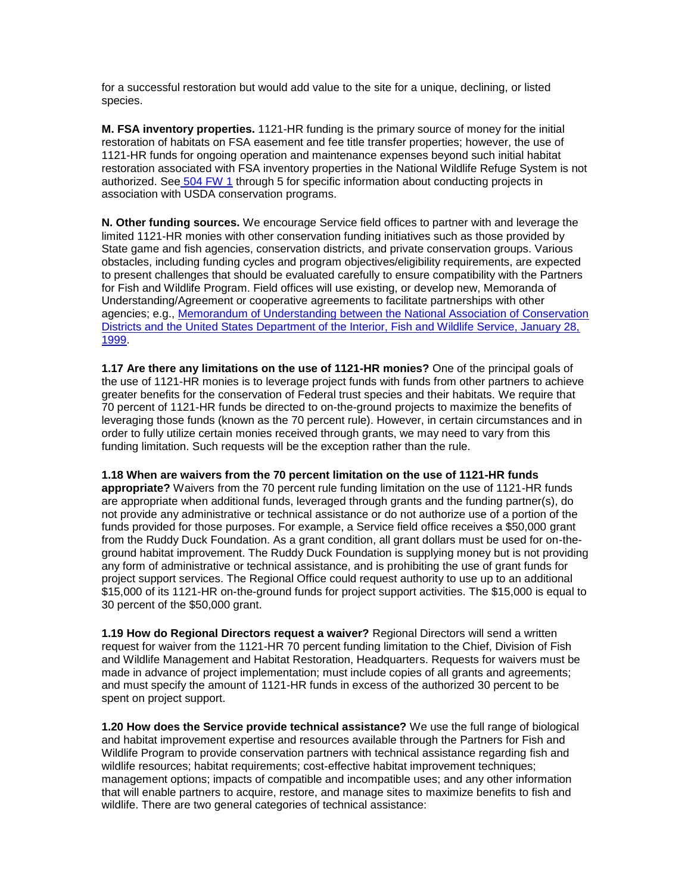for a successful restoration but would add value to the site for a unique, declining, or listed species.

**M. FSA inventory properties.** 1121-HR funding is the primary source of money for the initial restoration of habitats on FSA easement and fee title transfer properties; however, the use of 1121-HR funds for ongoing operation and maintenance expenses beyond such initial habitat restoration associated with FSA inventory properties in the National Wildlife Refuge System is not authorized. See [504 FW 1](#) through 5 for specific information about conducting projects in association with USDA conservation programs.

**N. Other funding sources.** We encourage Service field offices to partner with and leverage the limited 1121-HR monies with other conservation funding initiatives such as those provided by State game and fish agencies, conservation districts, and private conservation groups. Various obstacles, including funding cycles and program objectives/eligibility requirements, are expected to present challenges that should be evaluated carefully to ensure compatibility with the Partners for Fish and Wildlife Program. Field offices will use existing, or develop new, Memoranda of Understanding/Agreement or cooperative agreements to facilitate partnerships with other agencies; e.g., [Memorandum of Understanding between the National Association of Conservation Districts and the United States Department of the Interior, Fish and Wildlife Service, January 28, 1999](#).

**1.17 Are there any limitations on the use of 1121-HR monies?** One of the principal goals of the use of 1121-HR monies is to leverage project funds with funds from other partners to achieve greater benefits for the conservation of Federal trust species and their habitats. We require that 70 percent of 1121-HR funds be directed to on-the-ground projects to maximize the benefits of leveraging those funds (known as the 70 percent rule). However, in certain circumstances and in order to fully utilize certain monies received through grants, we may need to vary from this funding limitation. Such requests will be the exception rather than the rule.

**1.18 When are waivers from the 70 percent limitation on the use of 1121-HR funds appropriate?** Waivers from the 70 percent rule funding limitation on the use of 1121-HR funds are appropriate when additional funds, leveraged through grants and the funding partner(s), do not provide any administrative or technical assistance or do not authorize use of a portion of the funds provided for those purposes. For example, a Service field office receives a $50,000 grant from the Ruddy Duck Foundation. As a grant condition, all grant dollars must be used for on-the-ground habitat improvement. The Ruddy Duck Foundation is supplying money but is not providing any form of administrative or technical assistance, and is prohibiting the use of grant funds for project support services. The Regional Office could request authority to use up to an additional $15,000 of its 1121-HR on-the-ground funds for project support activities. The $15,000 is equal to 30 percent of the $50,000 grant.

**1.19 How do Regional Directors request a waiver?** Regional Directors will send a written request for waiver from the 1121-HR 70 percent funding limitation to the Chief, Division of Fish and Wildlife Management and Habitat Restoration, Headquarters. Requests for waivers must be made in advance of project implementation; must include copies of all grants and agreements; and must specify the amount of 1121-HR funds in excess of the authorized 30 percent to be spent on project support.

**1.20 How does the Service provide technical assistance?** We use the full range of biological and habitat improvement expertise and resources available through the Partners for Fish and Wildlife Program to provide conservation partners with technical assistance regarding fish and wildlife resources; habitat requirements; cost-effective habitat improvement techniques; management options; impacts of compatible and incompatible uses; and any other information that will enable partners to acquire, restore, and manage sites to maximize benefits to fish and wildlife. There are two general categories of technical assistance: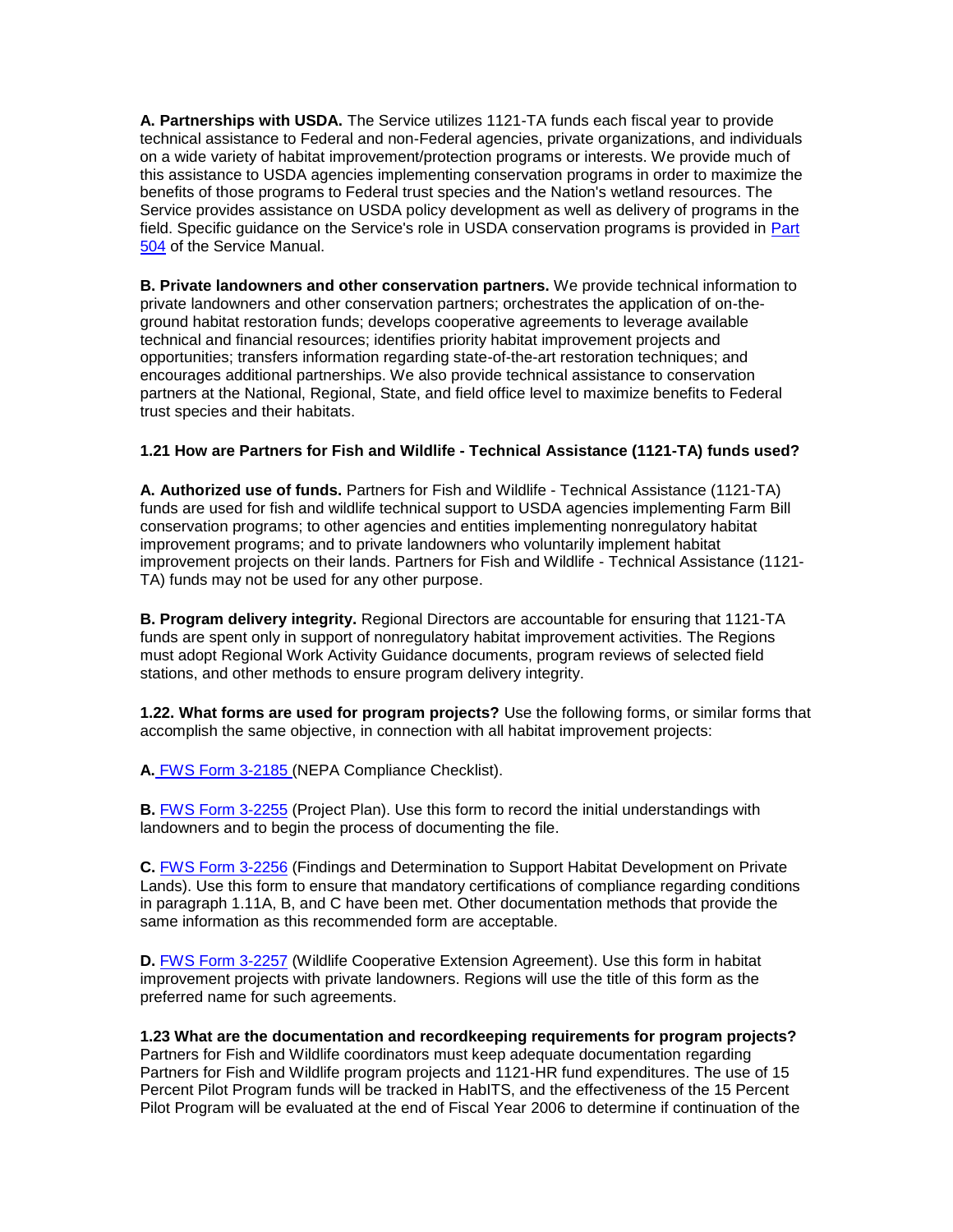**A. Partnerships with USDA.** The Service utilizes 1121-TA funds each fiscal year to provide technical assistance to Federal and non-Federal agencies, private organizations, and individuals on a wide variety of habitat improvement/protection programs or interests. We provide much of this assistance to USDA agencies implementing conservation programs in order to maximize the benefits of those programs to Federal trust species and the Nation's wetland resources. The Service provides assistance on USDA policy development as well as delivery of programs in the field. Specific guidance on the Service's role in USDA conservation programs is provided in Part 504 of the Service Manual.

**B. Private landowners and other conservation partners.** We provide technical information to private landowners and other conservation partners; orchestrates the application of on-the-ground habitat restoration funds; develops cooperative agreements to leverage available technical and financial resources; identifies priority habitat improvement projects and opportunities; transfers information regarding state-of-the-art restoration techniques; and encourages additional partnerships. We also provide technical assistance to conservation partners at the National, Regional, State, and field office level to maximize benefits to Federal trust species and their habitats.

**1.21 How are Partners for Fish and Wildlife - Technical Assistance (1121-TA) funds used?**

**A. Authorized use of funds.** Partners for Fish and Wildlife - Technical Assistance (1121-TA) funds are used for fish and wildlife technical support to USDA agencies implementing Farm Bill conservation programs; to other agencies and entities implementing nonregulatory habitat improvement programs; and to private landowners who voluntarily implement habitat improvement projects on their lands. Partners for Fish and Wildlife - Technical Assistance (1121-TA) funds may not be used for any other purpose.

**B. Program delivery integrity.** Regional Directors are accountable for ensuring that 1121-TA funds are spent only in support of nonregulatory habitat improvement activities. The Regions must adopt Regional Work Activity Guidance documents, program reviews of selected field stations, and other methods to ensure program delivery integrity.

**1.22. What forms are used for program projects?** Use the following forms, or similar forms that accomplish the same objective, in connection with all habitat improvement projects:

**A.** FWS Form 3-2185 (NEPA Compliance Checklist).

**B.** FWS Form 3-2255 (Project Plan). Use this form to record the initial understandings with landowners and to begin the process of documenting the file.

**C.** FWS Form 3-2256 (Findings and Determination to Support Habitat Development on Private Lands). Use this form to ensure that mandatory certifications of compliance regarding conditions in paragraph 1.11A, B, and C have been met. Other documentation methods that provide the same information as this recommended form are acceptable.

**D.** FWS Form 3-2257 (Wildlife Cooperative Extension Agreement). Use this form in habitat improvement projects with private landowners. Regions will use the title of this form as the preferred name for such agreements.

**1.23 What are the documentation and recordkeeping requirements for program projects?** Partners for Fish and Wildlife coordinators must keep adequate documentation regarding Partners for Fish and Wildlife program projects and 1121-HR fund expenditures. The use of 15 Percent Pilot Program funds will be tracked in HabITS, and the effectiveness of the 15 Percent Pilot Program will be evaluated at the end of Fiscal Year 2006 to determine if continuation of the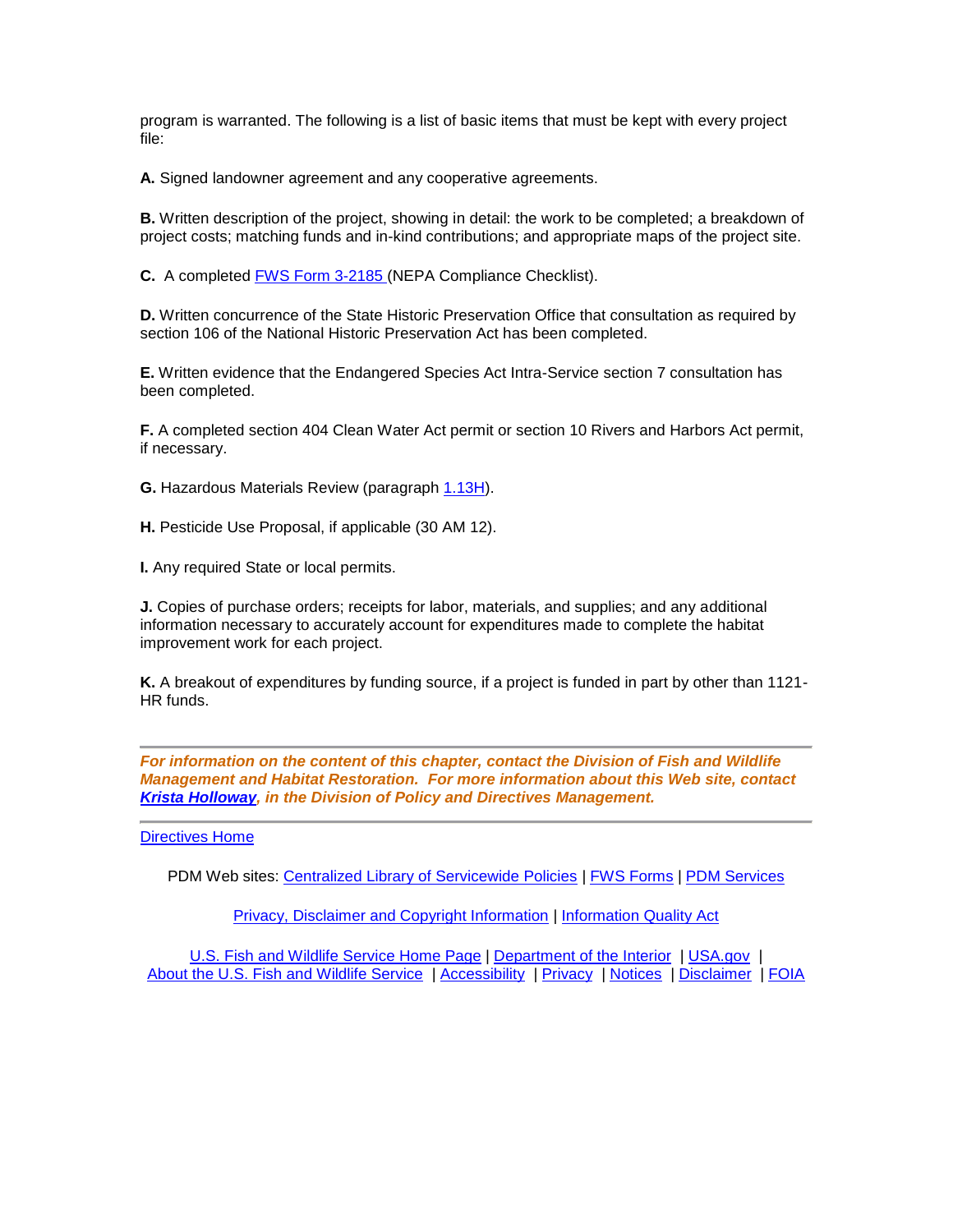program is warranted. The following is a list of basic items that must be kept with every project file:

**A.** Signed landowner agreement and any cooperative agreements.

**B.** Written description of the project, showing in detail: the work to be completed; a breakdown of project costs; matching funds and in-kind contributions; and appropriate maps of the project site.

**C.** A completed FWS Form 3-2185 (NEPA Compliance Checklist).

**D.** Written concurrence of the State Historic Preservation Office that consultation as required by section 106 of the National Historic Preservation Act has been completed.

**E.** Written evidence that the Endangered Species Act Intra-Service section 7 consultation has been completed.

**F.** A completed section 404 Clean Water Act permit or section 10 Rivers and Harbors Act permit, if necessary.

**G.** Hazardous Materials Review (paragraph 1.13H).

**H.** Pesticide Use Proposal, if applicable (30 AM 12).

**I.** Any required State or local permits.

**J.** Copies of purchase orders; receipts for labor, materials, and supplies; and any additional information necessary to accurately account for expenditures made to complete the habitat improvement work for each project.

**K.** A breakout of expenditures by funding source, if a project is funded in part by other than 1121-HR funds.

---

***For information on the content of this chapter, contact the Division of Fish and Wildlife Management and Habitat Restoration. For more information about this Web site, contact Krista Holloway, in the Division of Policy and Directives Management.***

---

Directives Home

PDM Web sites: Centralized Library of Servicewide Policies | FWS Forms | PDM Services

Privacy, Disclaimer and Copyright Information | Information Quality Act

U.S. Fish and Wildlife Service Home Page | Department of the Interior | USA.gov | About the U.S. Fish and Wildlife Service | Accessibility | Privacy | Notices | Disclaimer | FOIA